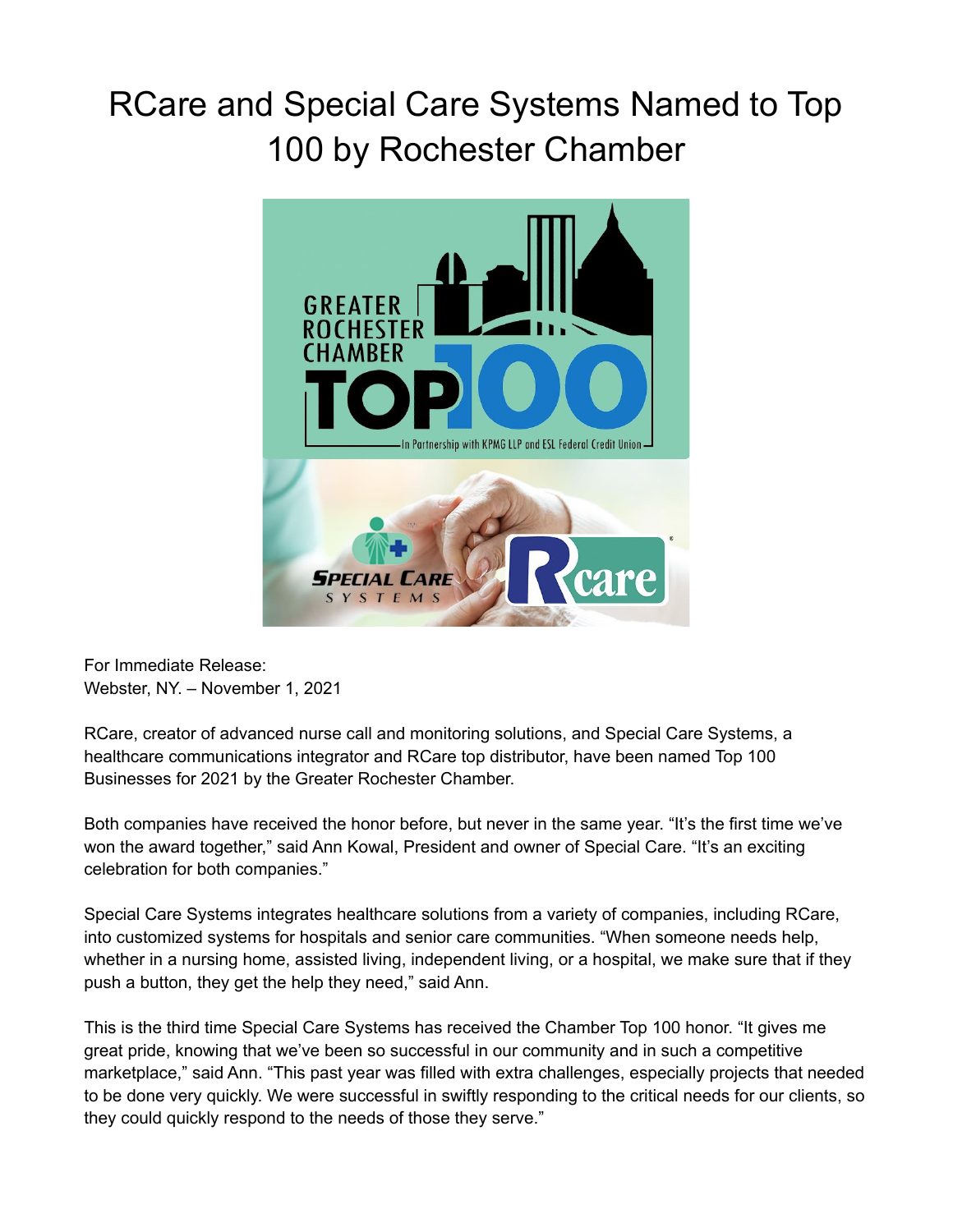# RCare and Special Care Systems Named to Top 100 by Rochester Chamber

For Immediate Release:
Webster, NY. – November 1, 2021

RCare, creator of advanced nurse call and monitoring solutions, and Special Care Systems, a healthcare communications integrator and RCare top distributor, have been named Top 100 Businesses for 2021 by the Greater Rochester Chamber.

Both companies have received the honor before, but never in the same year. "It's the first time we've won the award together," said Ann Kowal, President and owner of Special Care. "It's an exciting celebration for both companies."

Special Care Systems integrates healthcare solutions from a variety of companies, including RCare, into customized systems for hospitals and senior care communities. "When someone needs help, whether in a nursing home, assisted living, independent living, or a hospital, we make sure that if they push a button, they get the help they need," said Ann.

This is the third time Special Care Systems has received the Chamber Top 100 honor. "It gives me great pride, knowing that we've been so successful in our community and in such a competitive marketplace," said Ann. "This past year was filled with extra challenges, especially projects that needed to be done very quickly. We were successful in swiftly responding to the critical needs for our clients, so they could quickly respond to the needs of those they serve."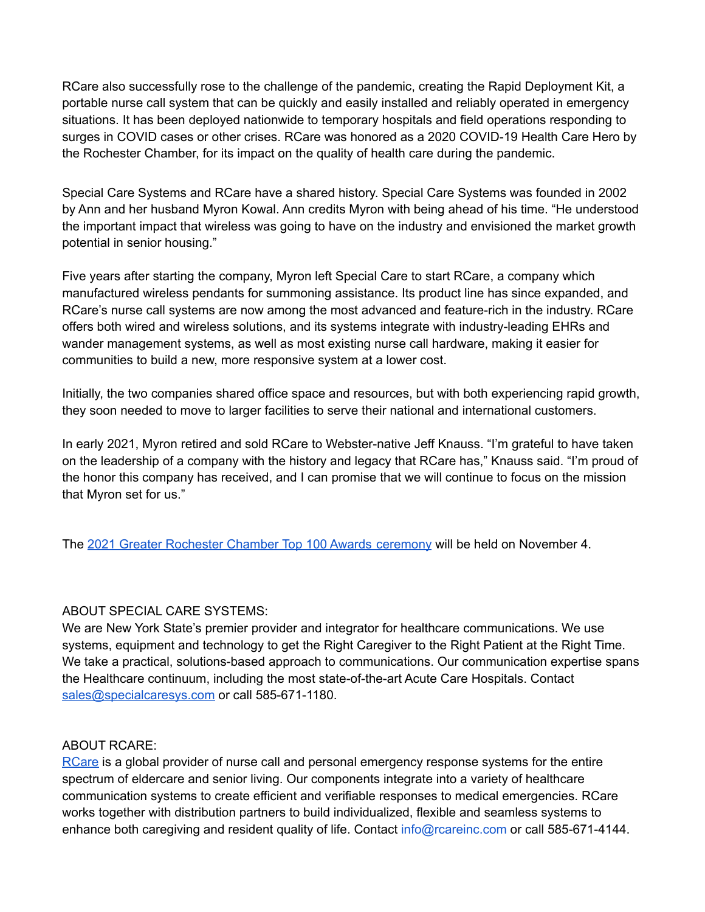RCare also successfully rose to the challenge of the pandemic, creating the Rapid Deployment Kit, a portable nurse call system that can be quickly and easily installed and reliably operated in emergency situations. It has been deployed nationwide to temporary hospitals and field operations responding to surges in COVID cases or other crises. RCare was honored as a 2020 COVID-19 Health Care Hero by the Rochester Chamber, for its impact on the quality of health care during the pandemic.

Special Care Systems and RCare have a shared history. Special Care Systems was founded in 2002 by Ann and her husband Myron Kowal. Ann credits Myron with being ahead of his time. "He understood the important impact that wireless was going to have on the industry and envisioned the market growth potential in senior housing."

Five years after starting the company, Myron left Special Care to start RCare, a company which manufactured wireless pendants for summoning assistance. Its product line has since expanded, and RCare's nurse call systems are now among the most advanced and feature-rich in the industry. RCare offers both wired and wireless solutions, and its systems integrate with industry-leading EHRs and wander management systems, as well as most existing nurse call hardware, making it easier for communities to build a new, more responsive system at a lower cost.

Initially, the two companies shared office space and resources, but with both experiencing rapid growth, they soon needed to move to larger facilities to serve their national and international customers.

In early 2021, Myron retired and sold RCare to Webster-native Jeff Knauss. "I'm grateful to have taken on the leadership of a company with the history and legacy that RCare has," Knauss said. "I'm proud of the honor this company has received, and I can promise that we will continue to focus on the mission that Myron set for us."

The 2021 Greater Rochester Chamber Top 100 Awards ceremony will be held on November 4.

ABOUT SPECIAL CARE SYSTEMS:
We are New York State's premier provider and integrator for healthcare communications. We use systems, equipment and technology to get the Right Caregiver to the Right Patient at the Right Time. We take a practical, solutions-based approach to communications. Our communication expertise spans the Healthcare continuum, including the most state-of-the-art Acute Care Hospitals. Contact sales@specialcaresys.com or call 585-671-1180.

ABOUT RCARE:
RCare is a global provider of nurse call and personal emergency response systems for the entire spectrum of eldercare and senior living. Our components integrate into a variety of healthcare communication systems to create efficient and verifiable responses to medical emergencies. RCare works together with distribution partners to build individualized, flexible and seamless systems to enhance both caregiving and resident quality of life. Contact info@rcareinc.com or call 585-671-4144.